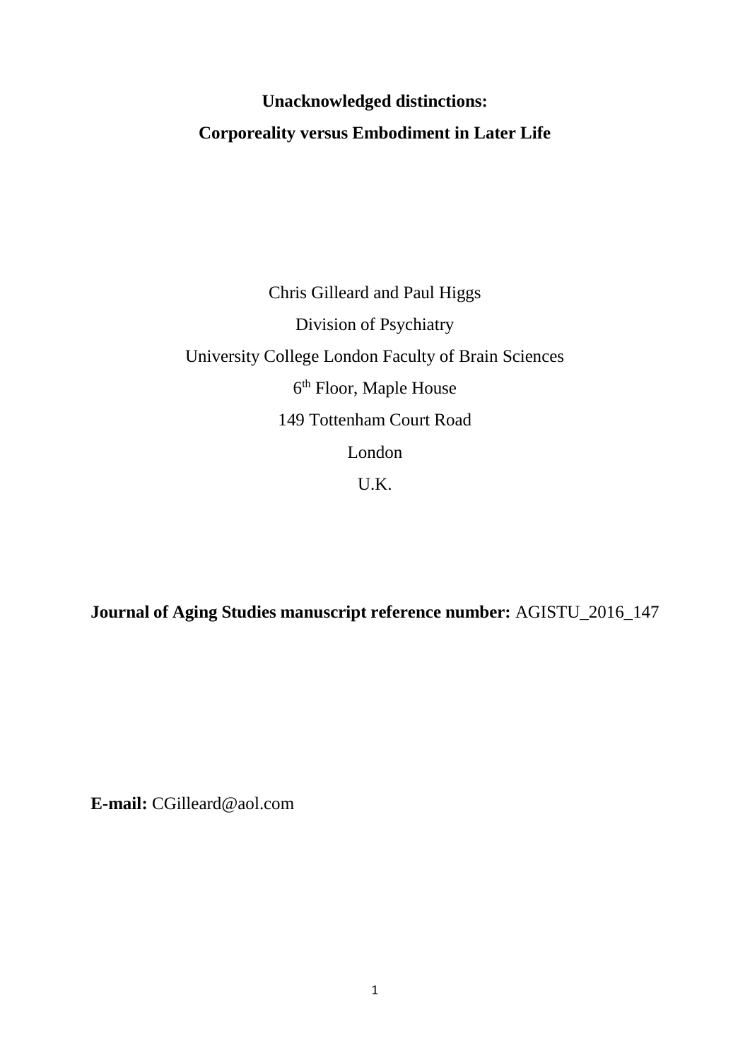# Unacknowledged distinctions:
# Corporeality versus Embodiment in Later Life

Chris Gilleard and Paul Higgs

Division of Psychiatry

University College London Faculty of Brain Sciences

6th Floor, Maple House

149 Tottenham Court Road

London

U.K.

**Journal of Aging Studies manuscript reference number:** AGISTU_2016_147

**E-mail:** CGilleard@aol.com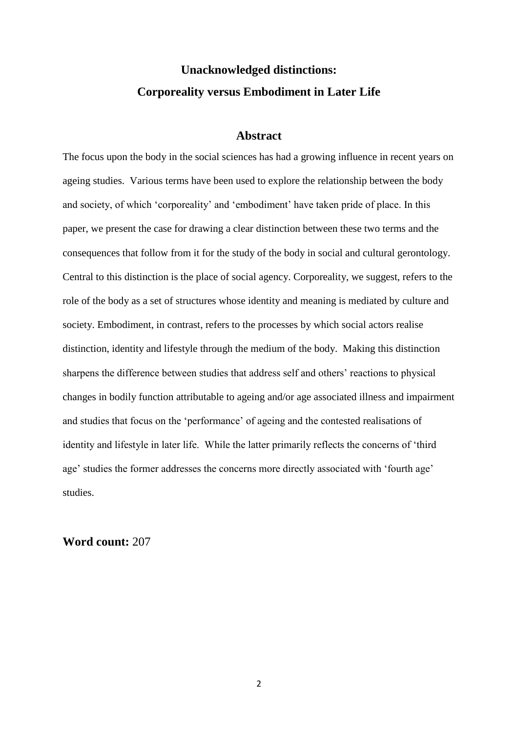# Unacknowledged distinctions:
# Corporeality versus Embodiment in Later Life

## Abstract

The focus upon the body in the social sciences has had a growing influence in recent years on ageing studies. Various terms have been used to explore the relationship between the body and society, of which 'corporeality' and 'embodiment' have taken pride of place. In this paper, we present the case for drawing a clear distinction between these two terms and the consequences that follow from it for the study of the body in social and cultural gerontology. Central to this distinction is the place of social agency. Corporeality, we suggest, refers to the role of the body as a set of structures whose identity and meaning is mediated by culture and society. Embodiment, in contrast, refers to the processes by which social actors realise distinction, identity and lifestyle through the medium of the body. Making this distinction sharpens the difference between studies that address self and others' reactions to physical changes in bodily function attributable to ageing and/or age associated illness and impairment and studies that focus on the 'performance' of ageing and the contested realisations of identity and lifestyle in later life. While the latter primarily reflects the concerns of 'third age' studies the former addresses the concerns more directly associated with 'fourth age' studies.

**Word count:** 207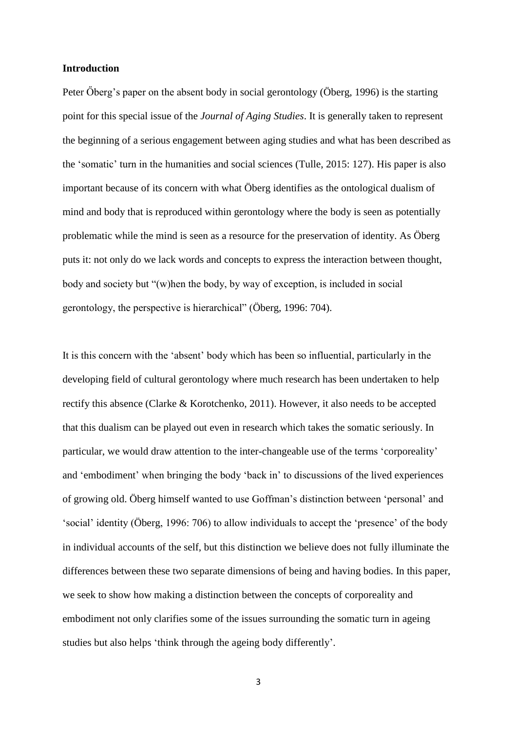**Introduction**

Peter Őberg's paper on the absent body in social gerontology (Öberg, 1996) is the starting point for this special issue of the *Journal of Aging Studies*. It is generally taken to represent the beginning of a serious engagement between aging studies and what has been described as the 'somatic' turn in the humanities and social sciences (Tulle, 2015: 127). His paper is also important because of its concern with what Öberg identifies as the ontological dualism of mind and body that is reproduced within gerontology where the body is seen as potentially problematic while the mind is seen as a resource for the preservation of identity. As Öberg puts it: not only do we lack words and concepts to express the interaction between thought, body and society but "(w)hen the body, by way of exception, is included in social gerontology, the perspective is hierarchical" (Öberg, 1996: 704).

It is this concern with the 'absent' body which has been so influential, particularly in the developing field of cultural gerontology where much research has been undertaken to help rectify this absence (Clarke & Korotchenko, 2011). However, it also needs to be accepted that this dualism can be played out even in research which takes the somatic seriously. In particular, we would draw attention to the inter-changeable use of the terms 'corporeality' and 'embodiment' when bringing the body 'back in' to discussions of the lived experiences of growing old. Öberg himself wanted to use Goffman's distinction between 'personal' and 'social' identity (Öberg, 1996: 706) to allow individuals to accept the 'presence' of the body in individual accounts of the self, but this distinction we believe does not fully illuminate the differences between these two separate dimensions of being and having bodies. In this paper, we seek to show how making a distinction between the concepts of corporeality and embodiment not only clarifies some of the issues surrounding the somatic turn in ageing studies but also helps 'think through the ageing body differently'.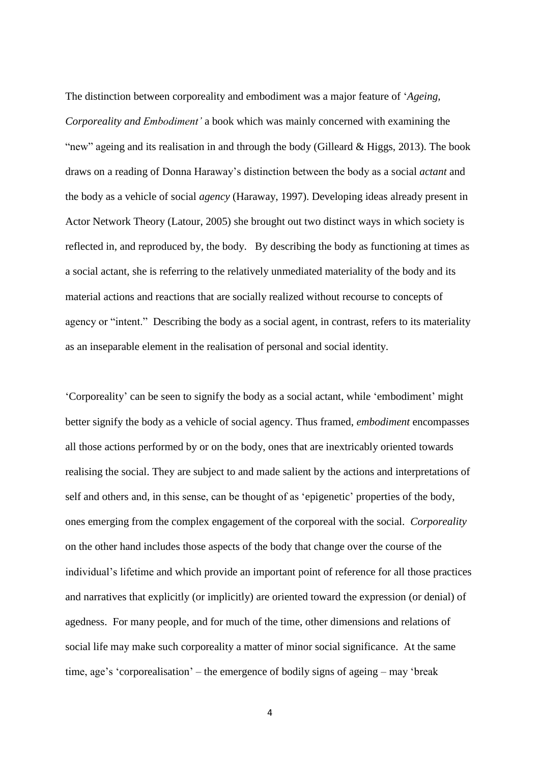The distinction between corporeality and embodiment was a major feature of '*Ageing, Corporeality and Embodiment'* a book which was mainly concerned with examining the "new" ageing and its realisation in and through the body (Gilleard & Higgs, 2013). The book draws on a reading of Donna Haraway's distinction between the body as a social *actant* and the body as a vehicle of social *agency* (Haraway, 1997). Developing ideas already present in Actor Network Theory (Latour, 2005) she brought out two distinct ways in which society is reflected in, and reproduced by, the body. By describing the body as functioning at times as a social actant, she is referring to the relatively unmediated materiality of the body and its material actions and reactions that are socially realized without recourse to concepts of agency or "intent." Describing the body as a social agent, in contrast, refers to its materiality as an inseparable element in the realisation of personal and social identity.

'Corporeality' can be seen to signify the body as a social actant, while 'embodiment' might better signify the body as a vehicle of social agency. Thus framed, *embodiment* encompasses all those actions performed by or on the body, ones that are inextricably oriented towards realising the social. They are subject to and made salient by the actions and interpretations of self and others and, in this sense, can be thought of as 'epigenetic' properties of the body, ones emerging from the complex engagement of the corporeal with the social. *Corporeality* on the other hand includes those aspects of the body that change over the course of the individual's lifetime and which provide an important point of reference for all those practices and narratives that explicitly (or implicitly) are oriented toward the expression (or denial) of agedness. For many people, and for much of the time, other dimensions and relations of social life may make such corporeality a matter of minor social significance. At the same time, age's 'corporealisation' – the emergence of bodily signs of ageing – may 'break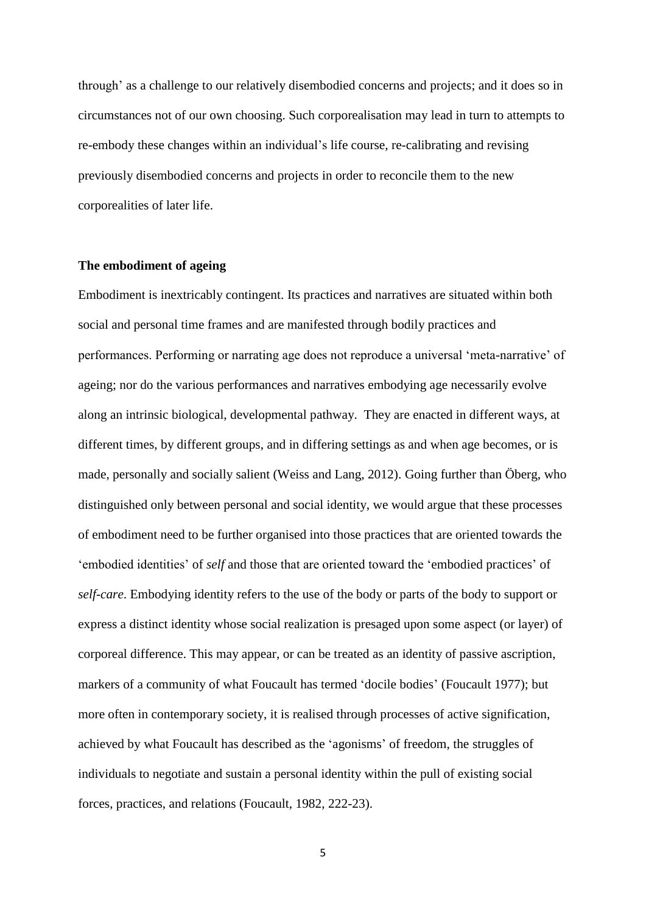through' as a challenge to our relatively disembodied concerns and projects; and it does so in circumstances not of our own choosing. Such corporealisation may lead in turn to attempts to re-embody these changes within an individual's life course, re-calibrating and revising previously disembodied concerns and projects in order to reconcile them to the new corporealities of later life.

## The embodiment of ageing

Embodiment is inextricably contingent. Its practices and narratives are situated within both social and personal time frames and are manifested through bodily practices and performances. Performing or narrating age does not reproduce a universal 'meta-narrative' of ageing; nor do the various performances and narratives embodying age necessarily evolve along an intrinsic biological, developmental pathway. They are enacted in different ways, at different times, by different groups, and in differing settings as and when age becomes, or is made, personally and socially salient (Weiss and Lang, 2012). Going further than Öberg, who distinguished only between personal and social identity, we would argue that these processes of embodiment need to be further organised into those practices that are oriented towards the 'embodied identities' of *self* and those that are oriented toward the 'embodied practices' of *self-care*. Embodying identity refers to the use of the body or parts of the body to support or express a distinct identity whose social realization is presaged upon some aspect (or layer) of corporeal difference. This may appear, or can be treated as an identity of passive ascription, markers of a community of what Foucault has termed 'docile bodies' (Foucault 1977); but more often in contemporary society, it is realised through processes of active signification, achieved by what Foucault has described as the 'agonisms' of freedom, the struggles of individuals to negotiate and sustain a personal identity within the pull of existing social forces, practices, and relations (Foucault, 1982, 222-23).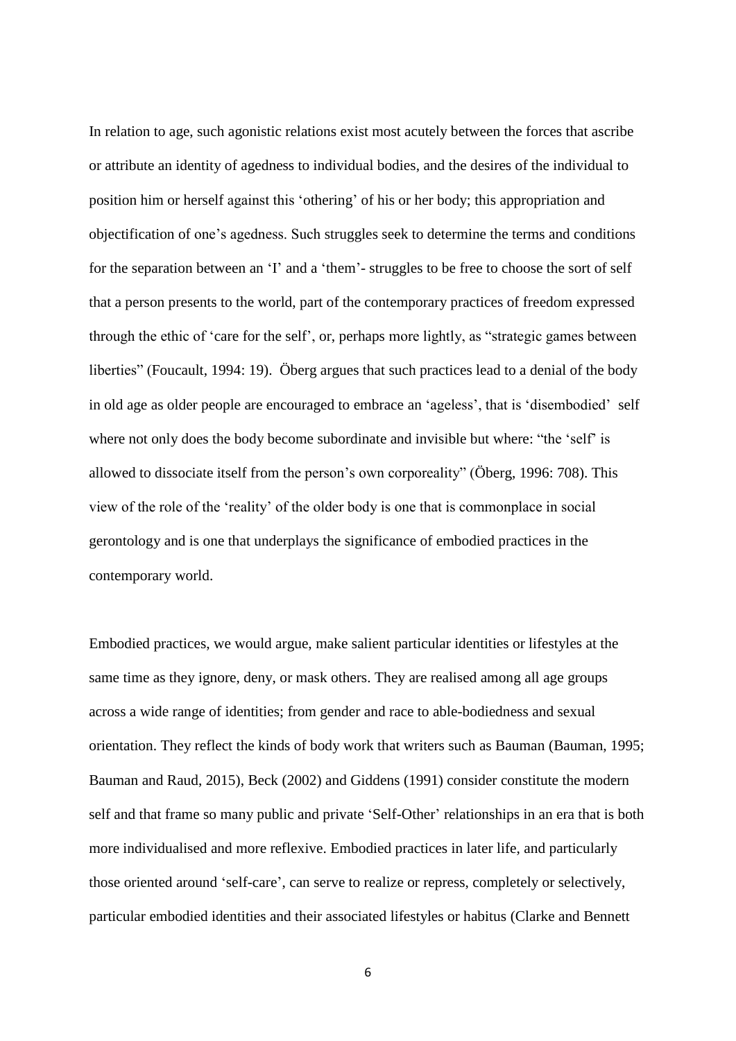In relation to age, such agonistic relations exist most acutely between the forces that ascribe or attribute an identity of agedness to individual bodies, and the desires of the individual to position him or herself against this 'othering' of his or her body; this appropriation and objectification of one's agedness. Such struggles seek to determine the terms and conditions for the separation between an 'I' and a 'them'- struggles to be free to choose the sort of self that a person presents to the world, part of the contemporary practices of freedom expressed through the ethic of 'care for the self', or, perhaps more lightly, as "strategic games between liberties" (Foucault, 1994: 19). Öberg argues that such practices lead to a denial of the body in old age as older people are encouraged to embrace an 'ageless', that is 'disembodied' self where not only does the body become subordinate and invisible but where: "the 'self' is allowed to dissociate itself from the person's own corporeality" (Öberg, 1996: 708). This view of the role of the 'reality' of the older body is one that is commonplace in social gerontology and is one that underplays the significance of embodied practices in the contemporary world.

Embodied practices, we would argue, make salient particular identities or lifestyles at the same time as they ignore, deny, or mask others. They are realised among all age groups across a wide range of identities; from gender and race to able-bodiedness and sexual orientation. They reflect the kinds of body work that writers such as Bauman (Bauman, 1995; Bauman and Raud, 2015), Beck (2002) and Giddens (1991) consider constitute the modern self and that frame so many public and private 'Self-Other' relationships in an era that is both more individualised and more reflexive. Embodied practices in later life, and particularly those oriented around 'self-care', can serve to realize or repress, completely or selectively, particular embodied identities and their associated lifestyles or habitus (Clarke and Bennett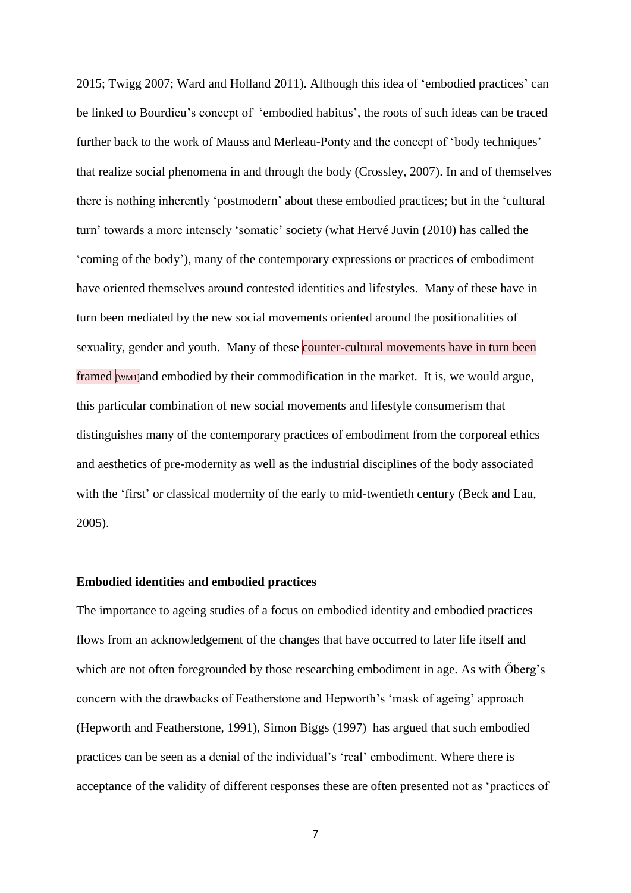2015; Twigg 2007; Ward and Holland 2011). Although this idea of 'embodied practices' can be linked to Bourdieu's concept of 'embodied habitus', the roots of such ideas can be traced further back to the work of Mauss and Merleau-Ponty and the concept of 'body techniques' that realize social phenomena in and through the body (Crossley, 2007). In and of themselves there is nothing inherently 'postmodern' about these embodied practices; but in the 'cultural turn' towards a more intensely 'somatic' society (what Hervé Juvin (2010) has called the 'coming of the body'), many of the contemporary expressions or practices of embodiment have oriented themselves around contested identities and lifestyles. Many of these have in turn been mediated by the new social movements oriented around the positionalities of sexuality, gender and youth. Many of these counter-cultural movements have in turn been framed [WM1]and embodied by their commodification in the market. It is, we would argue, this particular combination of new social movements and lifestyle consumerism that distinguishes many of the contemporary practices of embodiment from the corporeal ethics and aesthetics of pre-modernity as well as the industrial disciplines of the body associated with the 'first' or classical modernity of the early to mid-twentieth century (Beck and Lau, 2005).

**Embodied identities and embodied practices**

The importance to ageing studies of a focus on embodied identity and embodied practices flows from an acknowledgement of the changes that have occurred to later life itself and which are not often foregrounded by those researching embodiment in age. As with Őberg's concern with the drawbacks of Featherstone and Hepworth's 'mask of ageing' approach (Hepworth and Featherstone, 1991), Simon Biggs (1997) has argued that such embodied practices can be seen as a denial of the individual's 'real' embodiment. Where there is acceptance of the validity of different responses these are often presented not as 'practices of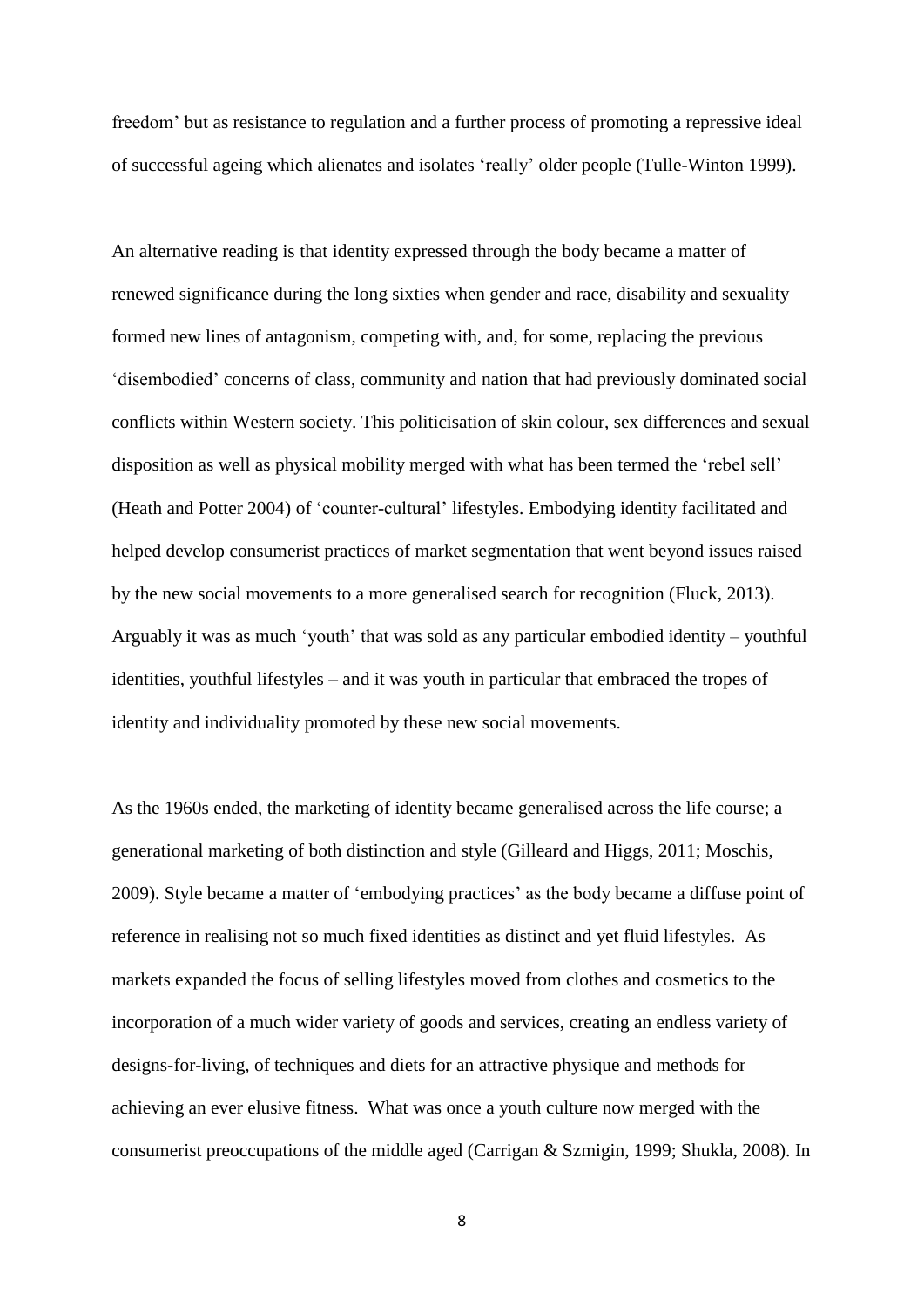freedom' but as resistance to regulation and a further process of promoting a repressive ideal of successful ageing which alienates and isolates 'really' older people (Tulle-Winton 1999).

An alternative reading is that identity expressed through the body became a matter of renewed significance during the long sixties when gender and race, disability and sexuality formed new lines of antagonism, competing with, and, for some, replacing the previous 'disembodied' concerns of class, community and nation that had previously dominated social conflicts within Western society. This politicisation of skin colour, sex differences and sexual disposition as well as physical mobility merged with what has been termed the 'rebel sell' (Heath and Potter 2004) of 'counter-cultural' lifestyles. Embodying identity facilitated and helped develop consumerist practices of market segmentation that went beyond issues raised by the new social movements to a more generalised search for recognition (Fluck, 2013). Arguably it was as much 'youth' that was sold as any particular embodied identity – youthful identities, youthful lifestyles – and it was youth in particular that embraced the tropes of identity and individuality promoted by these new social movements.

As the 1960s ended, the marketing of identity became generalised across the life course; a generational marketing of both distinction and style (Gilleard and Higgs, 2011; Moschis, 2009). Style became a matter of 'embodying practices' as the body became a diffuse point of reference in realising not so much fixed identities as distinct and yet fluid lifestyles. As markets expanded the focus of selling lifestyles moved from clothes and cosmetics to the incorporation of a much wider variety of goods and services, creating an endless variety of designs-for-living, of techniques and diets for an attractive physique and methods for achieving an ever elusive fitness. What was once a youth culture now merged with the consumerist preoccupations of the middle aged (Carrigan & Szmigin, 1999; Shukla, 2008). In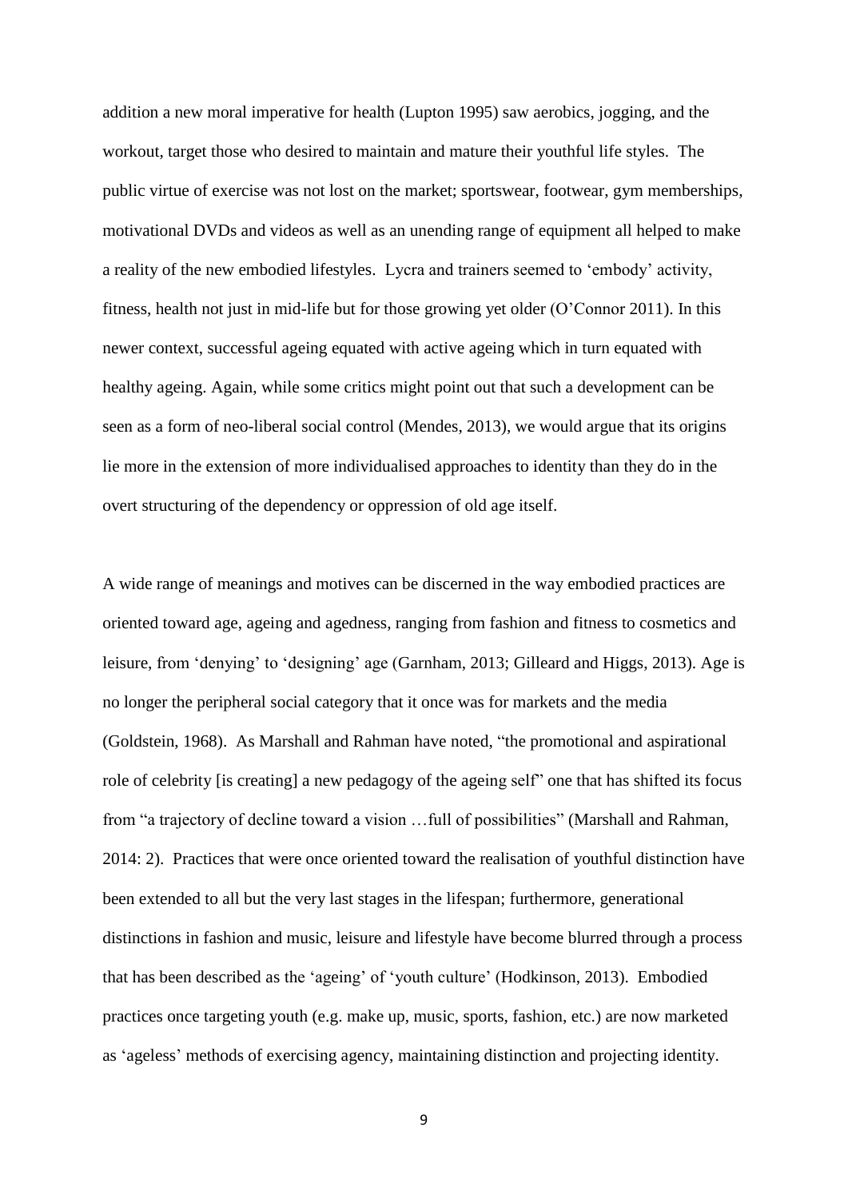addition a new moral imperative for health (Lupton 1995) saw aerobics, jogging, and the workout, target those who desired to maintain and mature their youthful life styles. The public virtue of exercise was not lost on the market; sportswear, footwear, gym memberships, motivational DVDs and videos as well as an unending range of equipment all helped to make a reality of the new embodied lifestyles. Lycra and trainers seemed to 'embody' activity, fitness, health not just in mid-life but for those growing yet older (O'Connor 2011). In this newer context, successful ageing equated with active ageing which in turn equated with healthy ageing. Again, while some critics might point out that such a development can be seen as a form of neo-liberal social control (Mendes, 2013), we would argue that its origins lie more in the extension of more individualised approaches to identity than they do in the overt structuring of the dependency or oppression of old age itself.

A wide range of meanings and motives can be discerned in the way embodied practices are oriented toward age, ageing and agedness, ranging from fashion and fitness to cosmetics and leisure, from 'denying' to 'designing' age (Garnham, 2013; Gilleard and Higgs, 2013). Age is no longer the peripheral social category that it once was for markets and the media (Goldstein, 1968). As Marshall and Rahman have noted, "the promotional and aspirational role of celebrity [is creating] a new pedagogy of the ageing self" one that has shifted its focus from "a trajectory of decline toward a vision …full of possibilities" (Marshall and Rahman, 2014: 2). Practices that were once oriented toward the realisation of youthful distinction have been extended to all but the very last stages in the lifespan; furthermore, generational distinctions in fashion and music, leisure and lifestyle have become blurred through a process that has been described as the 'ageing' of 'youth culture' (Hodkinson, 2013). Embodied practices once targeting youth (e.g. make up, music, sports, fashion, etc.) are now marketed as 'ageless' methods of exercising agency, maintaining distinction and projecting identity.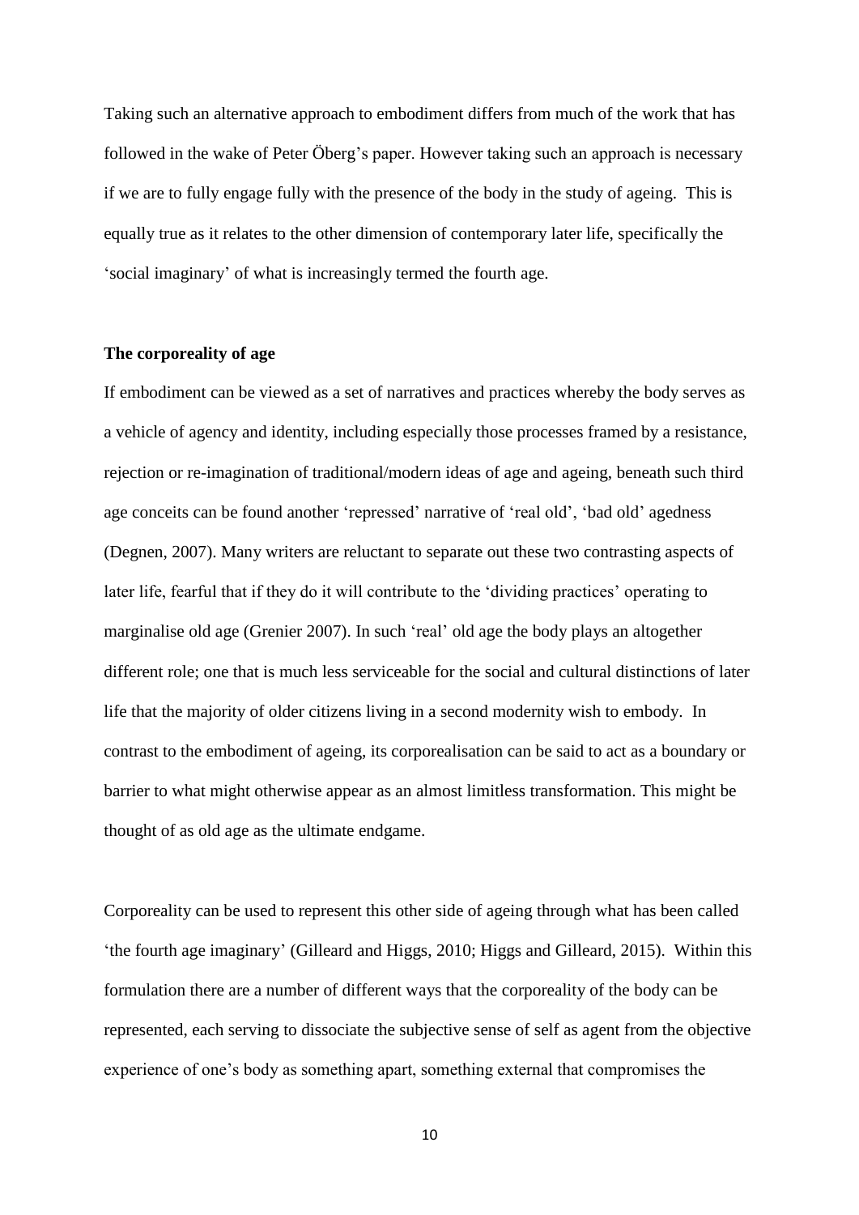Taking such an alternative approach to embodiment differs from much of the work that has followed in the wake of Peter Öberg's paper. However taking such an approach is necessary if we are to fully engage fully with the presence of the body in the study of ageing. This is equally true as it relates to the other dimension of contemporary later life, specifically the 'social imaginary' of what is increasingly termed the fourth age.

**The corporeality of age**

If embodiment can be viewed as a set of narratives and practices whereby the body serves as a vehicle of agency and identity, including especially those processes framed by a resistance, rejection or re-imagination of traditional/modern ideas of age and ageing, beneath such third age conceits can be found another 'repressed' narrative of 'real old', 'bad old' agedness (Degnen, 2007). Many writers are reluctant to separate out these two contrasting aspects of later life, fearful that if they do it will contribute to the 'dividing practices' operating to marginalise old age (Grenier 2007). In such 'real' old age the body plays an altogether different role; one that is much less serviceable for the social and cultural distinctions of later life that the majority of older citizens living in a second modernity wish to embody. In contrast to the embodiment of ageing, its corporealisation can be said to act as a boundary or barrier to what might otherwise appear as an almost limitless transformation. This might be thought of as old age as the ultimate endgame.

Corporeality can be used to represent this other side of ageing through what has been called 'the fourth age imaginary' (Gilleard and Higgs, 2010; Higgs and Gilleard, 2015). Within this formulation there are a number of different ways that the corporeality of the body can be represented, each serving to dissociate the subjective sense of self as agent from the objective experience of one's body as something apart, something external that compromises the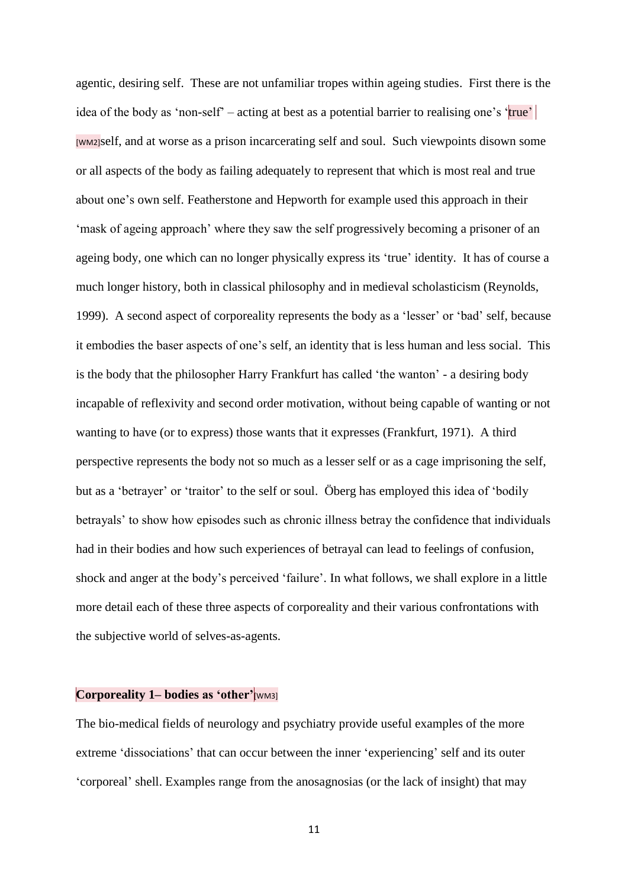agentic, desiring self. These are not unfamiliar tropes within ageing studies. First there is the idea of the body as 'non-self' – acting at best as a potential barrier to realising one's 'true' [WM2]self, and at worse as a prison incarcerating self and soul. Such viewpoints disown some or all aspects of the body as failing adequately to represent that which is most real and true about one's own self. Featherstone and Hepworth for example used this approach in their 'mask of ageing approach' where they saw the self progressively becoming a prisoner of an ageing body, one which can no longer physically express its 'true' identity. It has of course a much longer history, both in classical philosophy and in medieval scholasticism (Reynolds, 1999). A second aspect of corporeality represents the body as a 'lesser' or 'bad' self, because it embodies the baser aspects of one's self, an identity that is less human and less social. This is the body that the philosopher Harry Frankfurt has called 'the wanton' - a desiring body incapable of reflexivity and second order motivation, without being capable of wanting or not wanting to have (or to express) those wants that it expresses (Frankfurt, 1971). A third perspective represents the body not so much as a lesser self or as a cage imprisoning the self, but as a 'betrayer' or 'traitor' to the self or soul. Öberg has employed this idea of 'bodily betrayals' to show how episodes such as chronic illness betray the confidence that individuals had in their bodies and how such experiences of betrayal can lead to feelings of confusion, shock and anger at the body's perceived 'failure'. In what follows, we shall explore in a little more detail each of these three aspects of corporeality and their various confrontations with the subjective world of selves-as-agents.

**Corporeality 1– bodies as 'other'**[WM3]

The bio-medical fields of neurology and psychiatry provide useful examples of the more extreme 'dissociations' that can occur between the inner 'experiencing' self and its outer 'corporeal' shell. Examples range from the anosagnosias (or the lack of insight) that may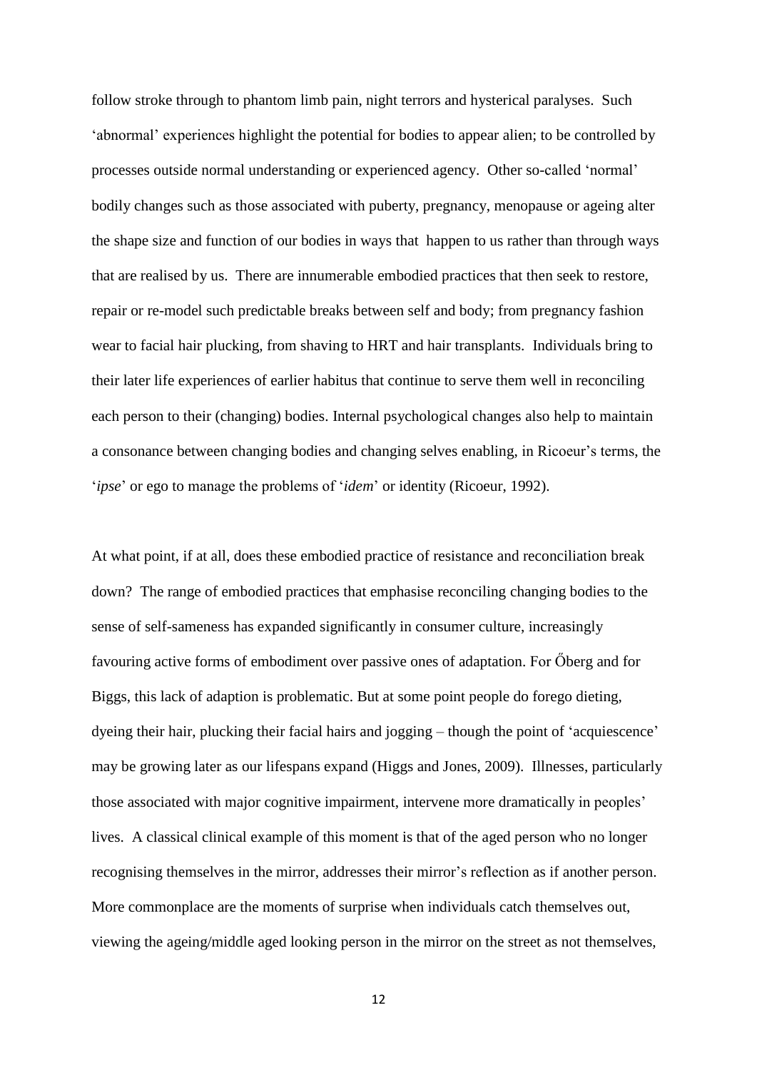follow stroke through to phantom limb pain, night terrors and hysterical paralyses. Such 'abnormal' experiences highlight the potential for bodies to appear alien; to be controlled by processes outside normal understanding or experienced agency. Other so-called 'normal' bodily changes such as those associated with puberty, pregnancy, menopause or ageing alter the shape size and function of our bodies in ways that happen to us rather than through ways that are realised by us. There are innumerable embodied practices that then seek to restore, repair or re-model such predictable breaks between self and body; from pregnancy fashion wear to facial hair plucking, from shaving to HRT and hair transplants. Individuals bring to their later life experiences of earlier habitus that continue to serve them well in reconciling each person to their (changing) bodies. Internal psychological changes also help to maintain a consonance between changing bodies and changing selves enabling, in Ricoeur's terms, the '*ipse*' or ego to manage the problems of '*idem*' or identity (Ricoeur, 1992).

At what point, if at all, does these embodied practice of resistance and reconciliation break down? The range of embodied practices that emphasise reconciling changing bodies to the sense of self-sameness has expanded significantly in consumer culture, increasingly favouring active forms of embodiment over passive ones of adaptation. For Őberg and for Biggs, this lack of adaption is problematic. But at some point people do forego dieting, dyeing their hair, plucking their facial hairs and jogging – though the point of 'acquiescence' may be growing later as our lifespans expand (Higgs and Jones, 2009). Illnesses, particularly those associated with major cognitive impairment, intervene more dramatically in peoples' lives. A classical clinical example of this moment is that of the aged person who no longer recognising themselves in the mirror, addresses their mirror's reflection as if another person. More commonplace are the moments of surprise when individuals catch themselves out, viewing the ageing/middle aged looking person in the mirror on the street as not themselves,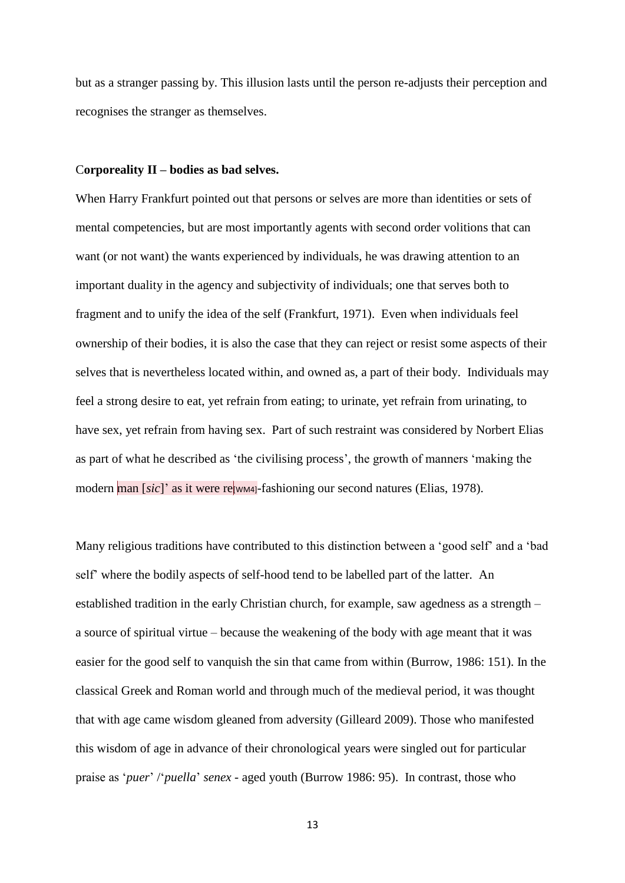but as a stranger passing by. This illusion lasts until the person re-adjusts their perception and recognises the stranger as themselves.

### Corporeality II – bodies as bad selves.

When Harry Frankfurt pointed out that persons or selves are more than identities or sets of mental competencies, but are most importantly agents with second order volitions that can want (or not want) the wants experienced by individuals, he was drawing attention to an important duality in the agency and subjectivity of individuals; one that serves both to fragment and to unify the idea of the self (Frankfurt, 1971). Even when individuals feel ownership of their bodies, it is also the case that they can reject or resist some aspects of their selves that is nevertheless located within, and owned as, a part of their body. Individuals may feel a strong desire to eat, yet refrain from eating; to urinate, yet refrain from urinating, to have sex, yet refrain from having sex. Part of such restraint was considered by Norbert Elias as part of what he described as 'the civilising process', the growth of manners 'making the modern man [*sic*]' as it were re[WM4]-fashioning our second natures (Elias, 1978).

Many religious traditions have contributed to this distinction between a 'good self' and a 'bad self' where the bodily aspects of self-hood tend to be labelled part of the latter. An established tradition in the early Christian church, for example, saw agedness as a strength – a source of spiritual virtue – because the weakening of the body with age meant that it was easier for the good self to vanquish the sin that came from within (Burrow, 1986: 151). In the classical Greek and Roman world and through much of the medieval period, it was thought that with age came wisdom gleaned from adversity (Gilleard 2009). Those who manifested this wisdom of age in advance of their chronological years were singled out for particular praise as '*puer*' /'*puella*' *senex* - aged youth (Burrow 1986: 95). In contrast, those who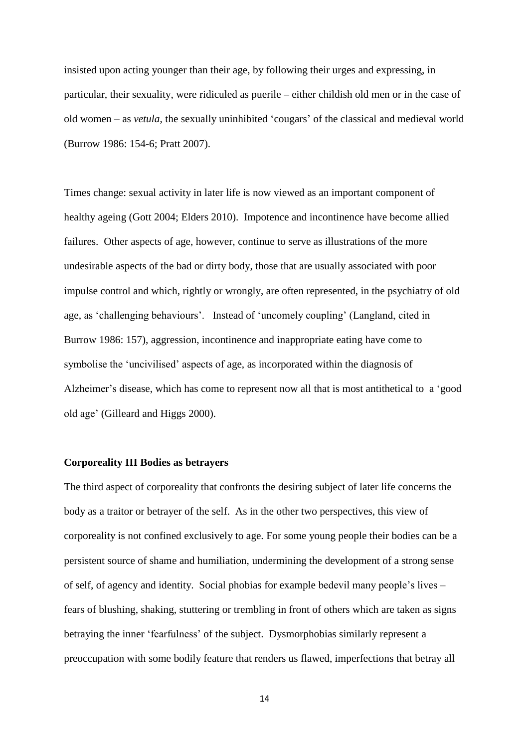insisted upon acting younger than their age, by following their urges and expressing, in particular, their sexuality, were ridiculed as puerile – either childish old men or in the case of old women – as *vetula*, the sexually uninhibited 'cougars' of the classical and medieval world (Burrow 1986: 154-6; Pratt 2007).

Times change: sexual activity in later life is now viewed as an important component of healthy ageing (Gott 2004; Elders 2010). Impotence and incontinence have become allied failures. Other aspects of age, however, continue to serve as illustrations of the more undesirable aspects of the bad or dirty body, those that are usually associated with poor impulse control and which, rightly or wrongly, are often represented, in the psychiatry of old age, as 'challenging behaviours'. Instead of 'uncomely coupling' (Langland, cited in Burrow 1986: 157), aggression, incontinence and inappropriate eating have come to symbolise the 'uncivilised' aspects of age, as incorporated within the diagnosis of Alzheimer's disease, which has come to represent now all that is most antithetical to a 'good old age' (Gilleard and Higgs 2000).

**Corporeality III Bodies as betrayers**

The third aspect of corporeality that confronts the desiring subject of later life concerns the body as a traitor or betrayer of the self. As in the other two perspectives, this view of corporeality is not confined exclusively to age. For some young people their bodies can be a persistent source of shame and humiliation, undermining the development of a strong sense of self, of agency and identity. Social phobias for example bedevil many people's lives – fears of blushing, shaking, stuttering or trembling in front of others which are taken as signs betraying the inner 'fearfulness' of the subject. Dysmorphobias similarly represent a preoccupation with some bodily feature that renders us flawed, imperfections that betray all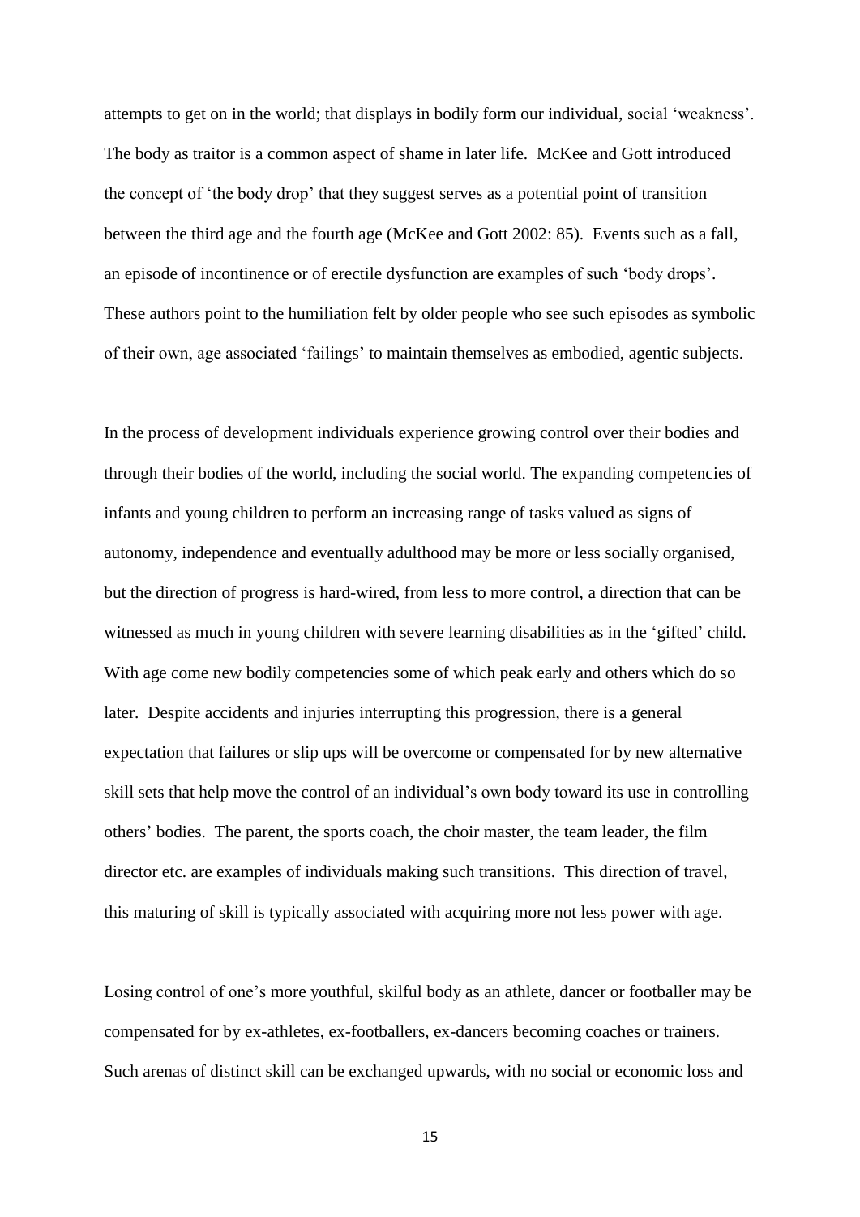attempts to get on in the world; that displays in bodily form our individual, social 'weakness'. The body as traitor is a common aspect of shame in later life. McKee and Gott introduced the concept of 'the body drop' that they suggest serves as a potential point of transition between the third age and the fourth age (McKee and Gott 2002: 85). Events such as a fall, an episode of incontinence or of erectile dysfunction are examples of such 'body drops'. These authors point to the humiliation felt by older people who see such episodes as symbolic of their own, age associated 'failings' to maintain themselves as embodied, agentic subjects.

In the process of development individuals experience growing control over their bodies and through their bodies of the world, including the social world. The expanding competencies of infants and young children to perform an increasing range of tasks valued as signs of autonomy, independence and eventually adulthood may be more or less socially organised, but the direction of progress is hard-wired, from less to more control, a direction that can be witnessed as much in young children with severe learning disabilities as in the 'gifted' child. With age come new bodily competencies some of which peak early and others which do so later. Despite accidents and injuries interrupting this progression, there is a general expectation that failures or slip ups will be overcome or compensated for by new alternative skill sets that help move the control of an individual's own body toward its use in controlling others' bodies. The parent, the sports coach, the choir master, the team leader, the film director etc. are examples of individuals making such transitions. This direction of travel, this maturing of skill is typically associated with acquiring more not less power with age.

Losing control of one's more youthful, skilful body as an athlete, dancer or footballer may be compensated for by ex-athletes, ex-footballers, ex-dancers becoming coaches or trainers. Such arenas of distinct skill can be exchanged upwards, with no social or economic loss and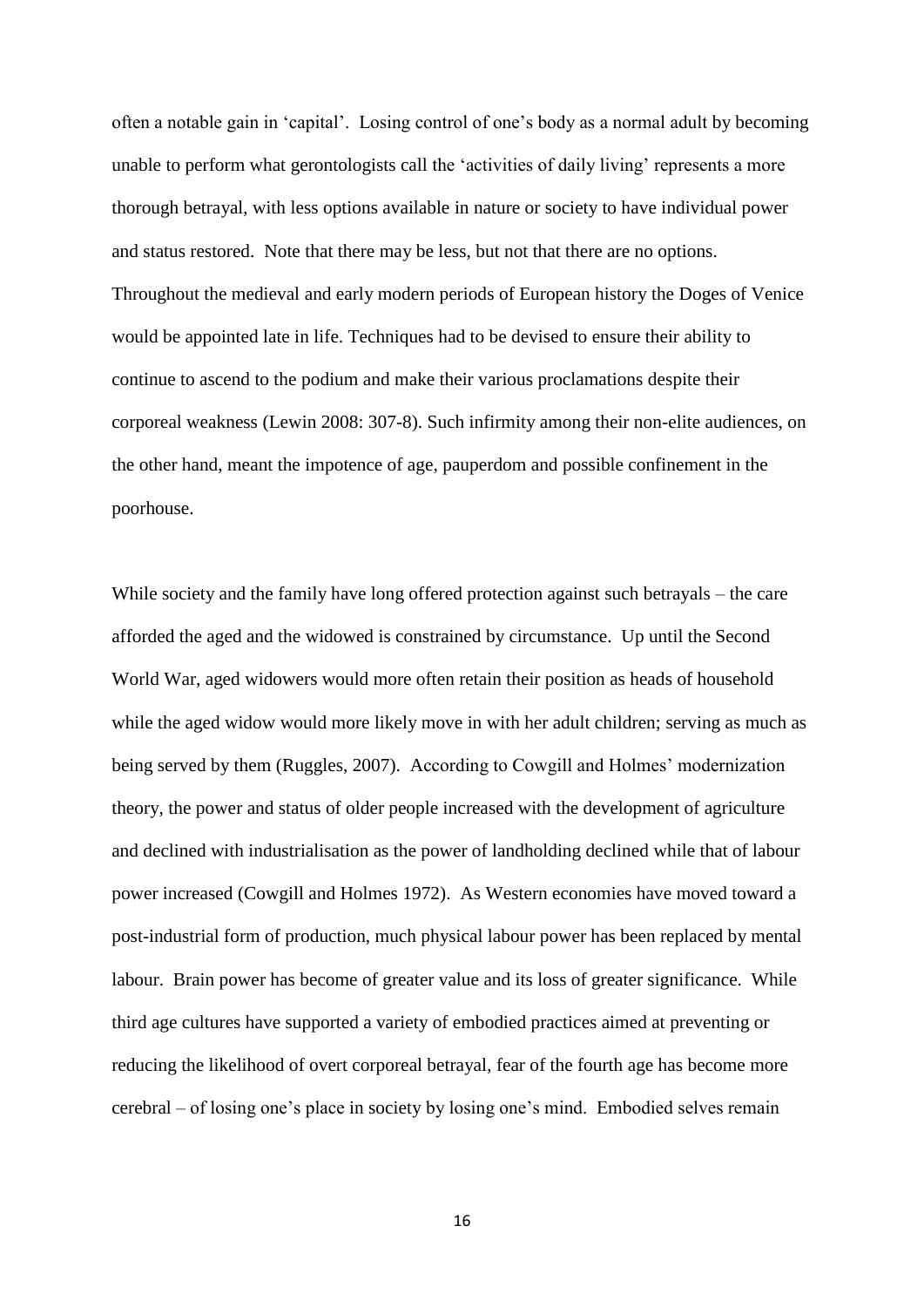often a notable gain in 'capital'. Losing control of one's body as a normal adult by becoming unable to perform what gerontologists call the 'activities of daily living' represents a more thorough betrayal, with less options available in nature or society to have individual power and status restored. Note that there may be less, but not that there are no options. Throughout the medieval and early modern periods of European history the Doges of Venice would be appointed late in life. Techniques had to be devised to ensure their ability to continue to ascend to the podium and make their various proclamations despite their corporeal weakness (Lewin 2008: 307-8). Such infirmity among their non-elite audiences, on the other hand, meant the impotence of age, pauperdom and possible confinement in the poorhouse.

While society and the family have long offered protection against such betrayals – the care afforded the aged and the widowed is constrained by circumstance. Up until the Second World War, aged widowers would more often retain their position as heads of household while the aged widow would more likely move in with her adult children; serving as much as being served by them (Ruggles, 2007). According to Cowgill and Holmes' modernization theory, the power and status of older people increased with the development of agriculture and declined with industrialisation as the power of landholding declined while that of labour power increased (Cowgill and Holmes 1972). As Western economies have moved toward a post-industrial form of production, much physical labour power has been replaced by mental labour. Brain power has become of greater value and its loss of greater significance. While third age cultures have supported a variety of embodied practices aimed at preventing or reducing the likelihood of overt corporeal betrayal, fear of the fourth age has become more cerebral – of losing one's place in society by losing one's mind. Embodied selves remain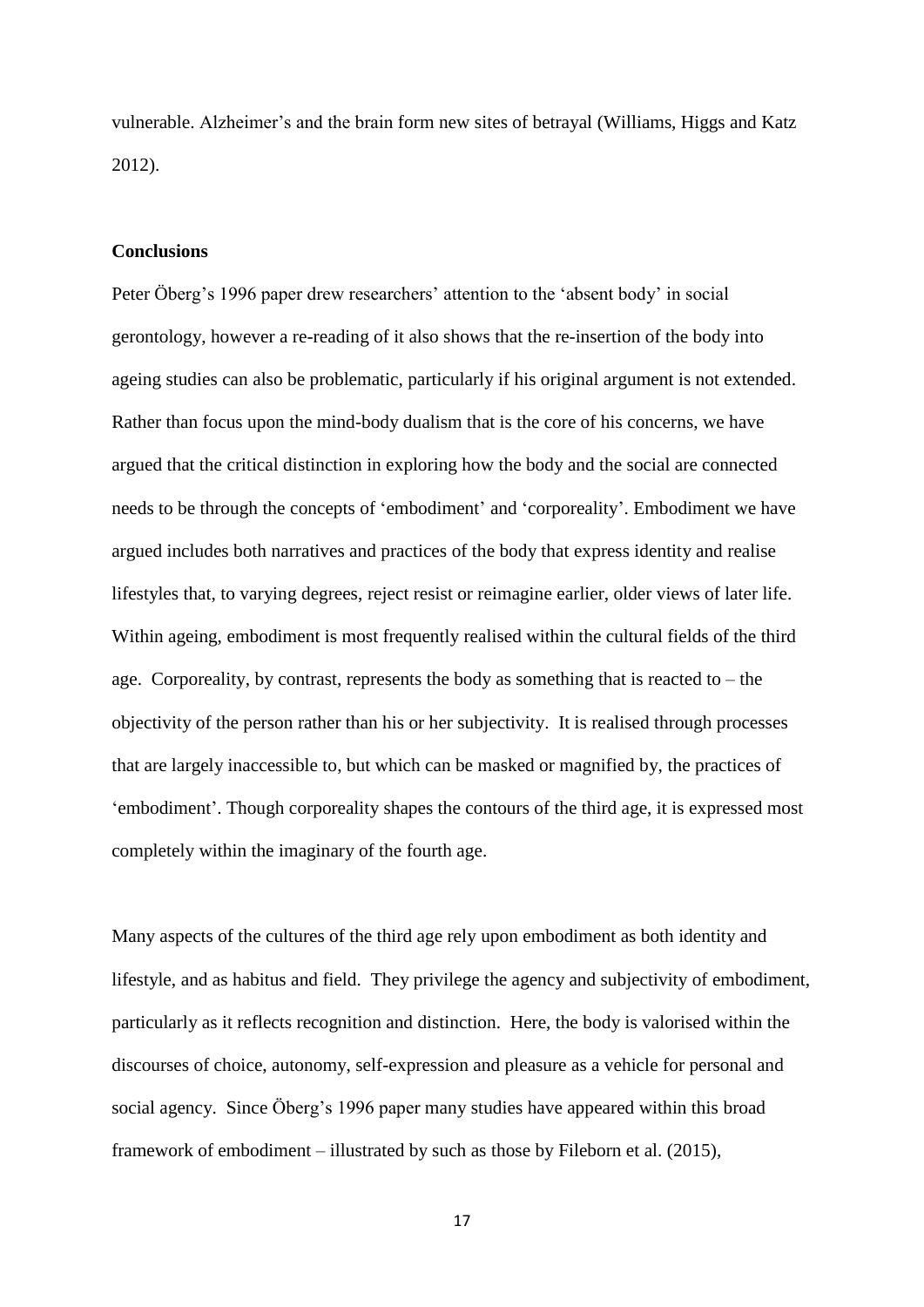vulnerable. Alzheimer's and the brain form new sites of betrayal (Williams, Higgs and Katz 2012).

**Conclusions**

Peter Öberg's 1996 paper drew researchers' attention to the 'absent body' in social gerontology, however a re-reading of it also shows that the re-insertion of the body into ageing studies can also be problematic, particularly if his original argument is not extended. Rather than focus upon the mind-body dualism that is the core of his concerns, we have argued that the critical distinction in exploring how the body and the social are connected needs to be through the concepts of 'embodiment' and 'corporeality'. Embodiment we have argued includes both narratives and practices of the body that express identity and realise lifestyles that, to varying degrees, reject resist or reimagine earlier, older views of later life. Within ageing, embodiment is most frequently realised within the cultural fields of the third age. Corporeality, by contrast, represents the body as something that is reacted to – the objectivity of the person rather than his or her subjectivity. It is realised through processes that are largely inaccessible to, but which can be masked or magnified by, the practices of 'embodiment'. Though corporeality shapes the contours of the third age, it is expressed most completely within the imaginary of the fourth age.

Many aspects of the cultures of the third age rely upon embodiment as both identity and lifestyle, and as habitus and field. They privilege the agency and subjectivity of embodiment, particularly as it reflects recognition and distinction. Here, the body is valorised within the discourses of choice, autonomy, self-expression and pleasure as a vehicle for personal and social agency. Since Öberg's 1996 paper many studies have appeared within this broad framework of embodiment – illustrated by such as those by Fileborn et al. (2015),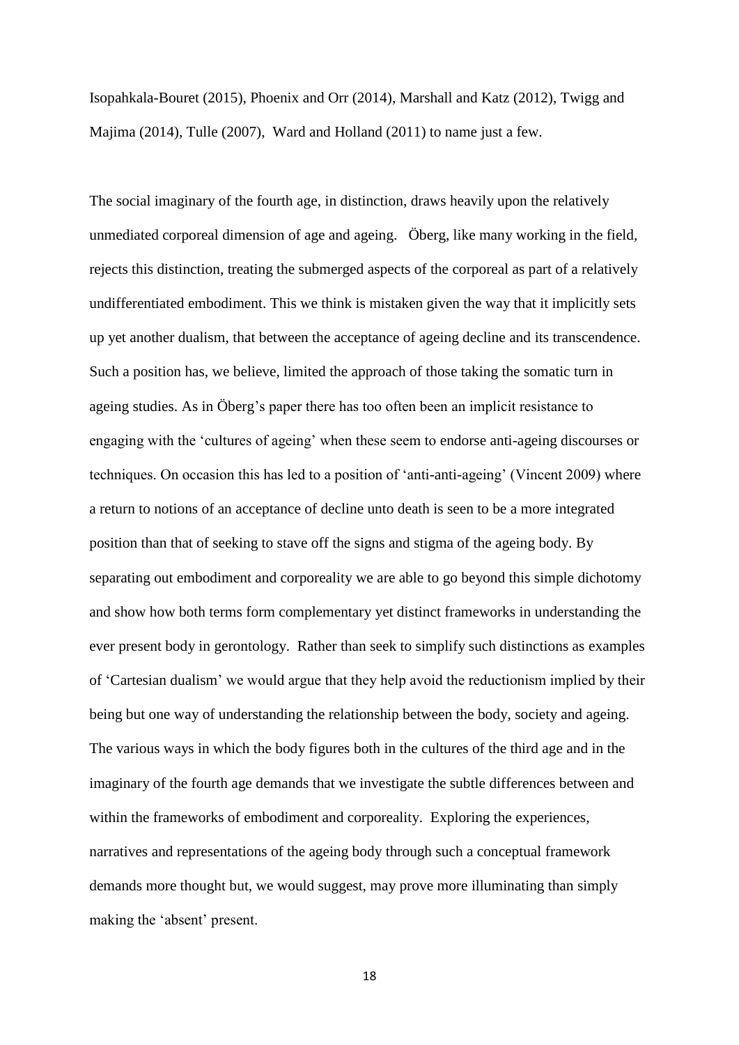Isopahkala-Bouret (2015), Phoenix and Orr (2014), Marshall and Katz (2012), Twigg and Majima (2014), Tulle (2007), Ward and Holland (2011) to name just a few.

The social imaginary of the fourth age, in distinction, draws heavily upon the relatively unmediated corporeal dimension of age and ageing. Öberg, like many working in the field, rejects this distinction, treating the submerged aspects of the corporeal as part of a relatively undifferentiated embodiment. This we think is mistaken given the way that it implicitly sets up yet another dualism, that between the acceptance of ageing decline and its transcendence. Such a position has, we believe, limited the approach of those taking the somatic turn in ageing studies. As in Öberg's paper there has too often been an implicit resistance to engaging with the 'cultures of ageing' when these seem to endorse anti-ageing discourses or techniques. On occasion this has led to a position of 'anti-anti-ageing' (Vincent 2009) where a return to notions of an acceptance of decline unto death is seen to be a more integrated position than that of seeking to stave off the signs and stigma of the ageing body. By separating out embodiment and corporeality we are able to go beyond this simple dichotomy and show how both terms form complementary yet distinct frameworks in understanding the ever present body in gerontology. Rather than seek to simplify such distinctions as examples of 'Cartesian dualism' we would argue that they help avoid the reductionism implied by their being but one way of understanding the relationship between the body, society and ageing. The various ways in which the body figures both in the cultures of the third age and in the imaginary of the fourth age demands that we investigate the subtle differences between and within the frameworks of embodiment and corporeality. Exploring the experiences, narratives and representations of the ageing body through such a conceptual framework demands more thought but, we would suggest, may prove more illuminating than simply making the 'absent' present.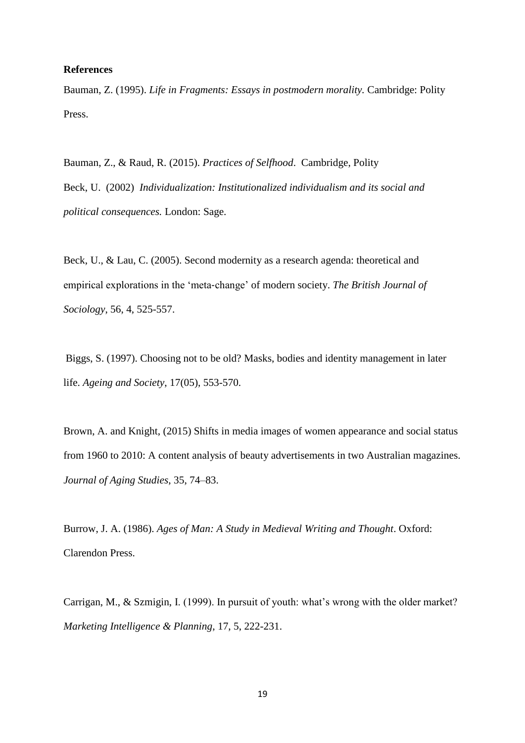**References**

Bauman, Z. (1995). *Life in Fragments: Essays in postmodern morality.* Cambridge: Polity Press.

Bauman, Z., & Raud, R. (2015). *Practices of Selfhood*. Cambridge, Polity

Beck, U. (2002) *Individualization: Institutionalized individualism and its social and political consequences.* London: Sage.

Beck, U., & Lau, C. (2005). Second modernity as a research agenda: theoretical and empirical explorations in the 'meta-change' of modern society. *The British Journal of Sociology*, 56, 4, 525-557.

Biggs, S. (1997). Choosing not to be old? Masks, bodies and identity management in later life. *Ageing and Society*, 17(05), 553-570.

Brown, A. and Knight, (2015) Shifts in media images of women appearance and social status from 1960 to 2010: A content analysis of beauty advertisements in two Australian magazines. *Journal of Aging Studies*, 35, 74–83.

Burrow, J. A. (1986). *Ages of Man: A Study in Medieval Writing and Thought*. Oxford: Clarendon Press.

Carrigan, M., & Szmigin, I. (1999). In pursuit of youth: what's wrong with the older market? *Marketing Intelligence & Planning*, 17, 5, 222-231.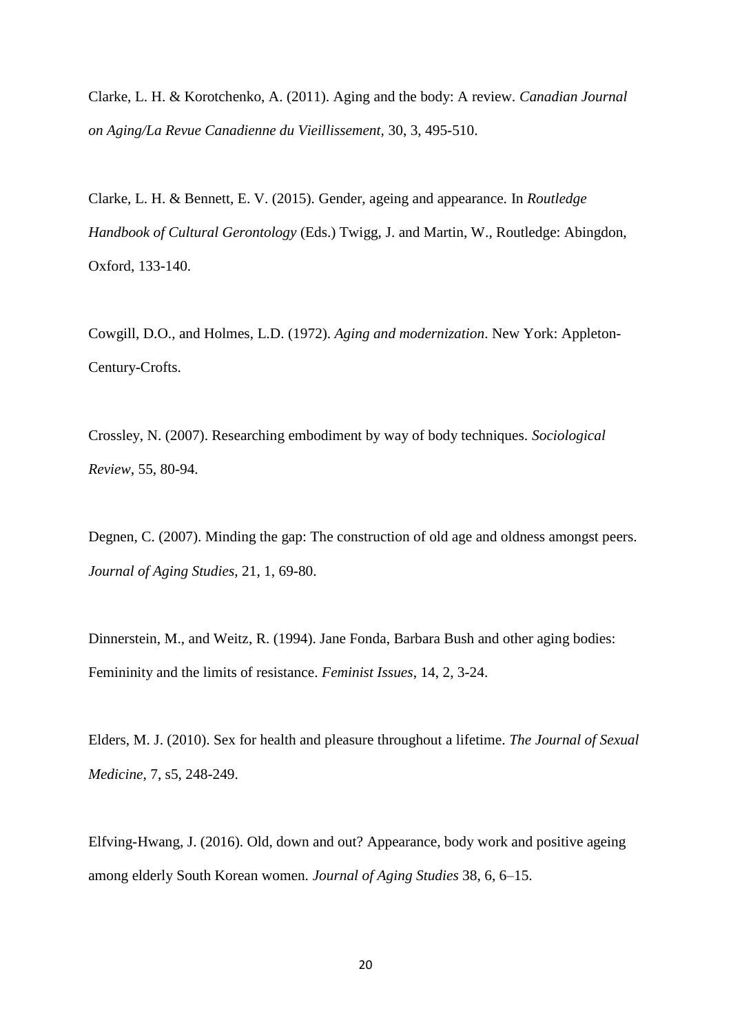Clarke, L. H. & Korotchenko, A. (2011). Aging and the body: A review. *Canadian Journal on Aging/La Revue Canadienne du Vieillissement,* 30, 3, 495-510.

Clarke, L. H. & Bennett, E. V. (2015). Gender, ageing and appearance. In *Routledge Handbook of Cultural Gerontology* (Eds.) Twigg, J. and Martin, W., Routledge: Abingdon, Oxford, 133-140.

Cowgill, D.O., and Holmes, L.D. (1972). *Aging and modernization*. New York: Appleton-Century-Crofts.

Crossley, N. (2007). Researching embodiment by way of body techniques. *Sociological Review*, 55, 80-94.

Degnen, C. (2007). Minding the gap: The construction of old age and oldness amongst peers. *Journal of Aging Studies*, 21, 1, 69-80.

Dinnerstein, M., and Weitz, R. (1994). Jane Fonda, Barbara Bush and other aging bodies: Femininity and the limits of resistance. *Feminist Issues*, 14, 2, 3-24.

Elders, M. J. (2010). Sex for health and pleasure throughout a lifetime. *The Journal of Sexual Medicine*, 7, s5, 248-249.

Elfving-Hwang, J. (2016). Old, down and out? Appearance, body work and positive ageing among elderly South Korean women. *Journal of Aging Studies* 38, 6, 6–15.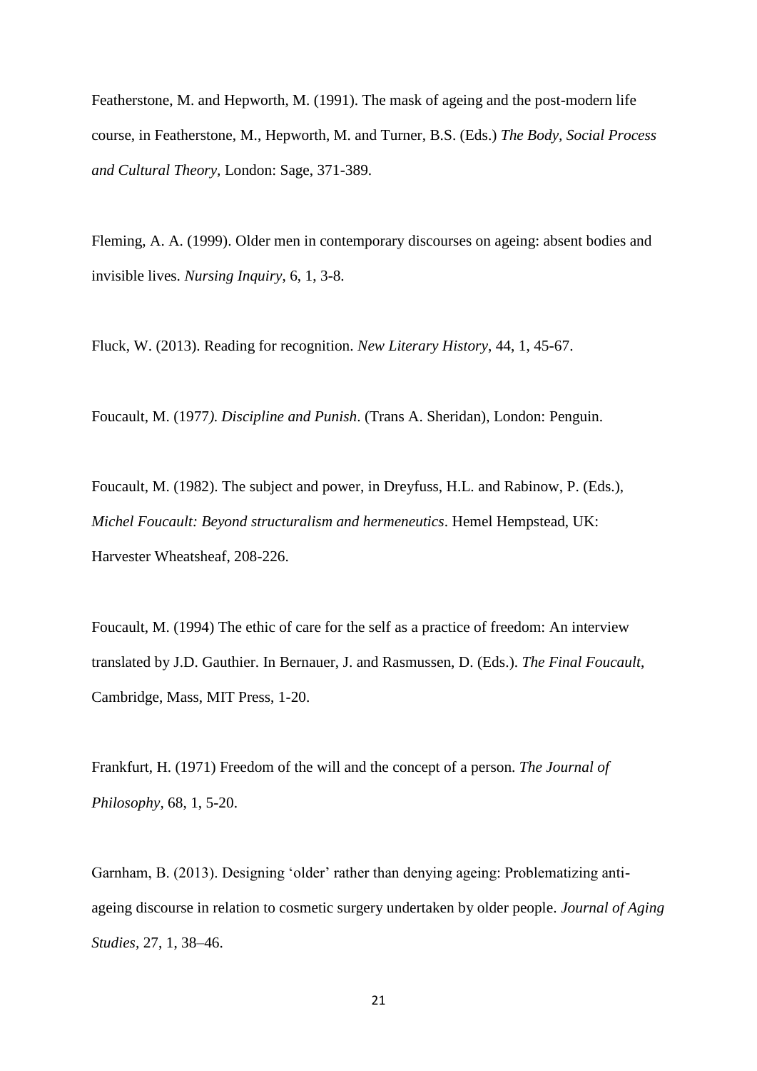Featherstone, M. and Hepworth, M. (1991). The mask of ageing and the post-modern life course, in Featherstone, M., Hepworth, M. and Turner, B.S. (Eds.) *The Body, Social Process and Cultural Theory*, London: Sage, 371-389.

Fleming, A. A. (1999). Older men in contemporary discourses on ageing: absent bodies and invisible lives. *Nursing Inquiry*, 6, 1, 3-8.

Fluck, W. (2013). Reading for recognition. *New Literary History*, 44, 1, 45-67.

Foucault, M. (1977*). Discipline and Punish*. (Trans A. Sheridan), London: Penguin.

Foucault, M. (1982). The subject and power, in Dreyfuss, H.L. and Rabinow, P. (Eds.), *Michel Foucault: Beyond structuralism and hermeneutics*. Hemel Hempstead, UK: Harvester Wheatsheaf, 208-226.

Foucault, M. (1994) The ethic of care for the self as a practice of freedom: An interview translated by J.D. Gauthier. In Bernauer, J. and Rasmussen, D. (Eds.). *The Final Foucault*, Cambridge, Mass, MIT Press, 1-20.

Frankfurt, H. (1971) Freedom of the will and the concept of a person. *The Journal of Philosophy*, 68, 1, 5-20.

Garnham, B. (2013). Designing 'older' rather than denying ageing: Problematizing anti-ageing discourse in relation to cosmetic surgery undertaken by older people. *Journal of Aging Studies,* 27, 1, 38–46.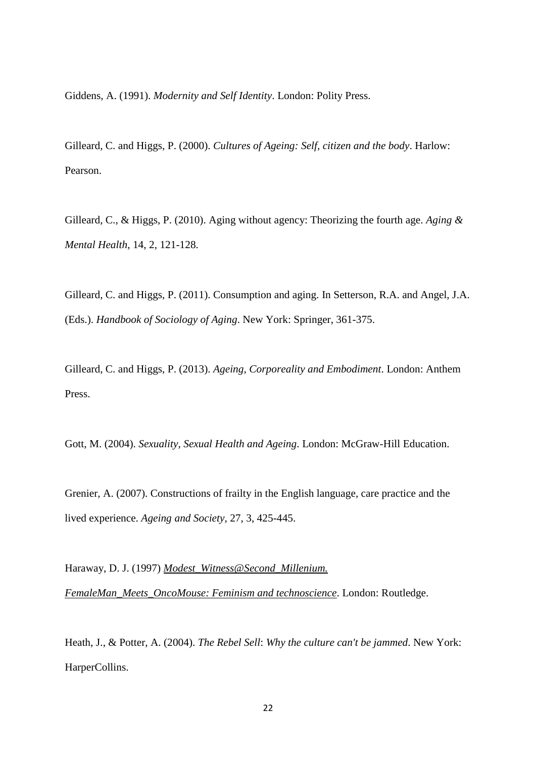Giddens, A. (1991). *Modernity and Self Identity*. London: Polity Press.

Gilleard, C. and Higgs, P. (2000). *Cultures of Ageing: Self, citizen and the body*. Harlow: Pearson.

Gilleard, C., & Higgs, P. (2010). Aging without agency: Theorizing the fourth age. *Aging & Mental Health*, 14, 2, 121-128.

Gilleard, C. and Higgs, P. (2011). Consumption and aging. In Setterson, R.A. and Angel, J.A. (Eds.). *Handbook of Sociology of Aging*. New York: Springer, 361-375.

Gilleard, C. and Higgs, P. (2013). *Ageing, Corporeality and Embodiment*. London: Anthem Press.

Gott, M. (2004). *Sexuality, Sexual Health and Ageing*. London: McGraw-Hill Education.

Grenier, A. (2007). Constructions of frailty in the English language, care practice and the lived experience. *Ageing and Society*, 27, 3, 425-445.

Haraway, D. J. (1997) *Modest_Witness@Second_Millenium. FemaleMan_Meets_OncoMouse: Feminism and technoscience*. London: Routledge.

Heath, J., & Potter, A. (2004). *The Rebel Sell*: *Why the culture can't be jammed*. New York: HarperCollins.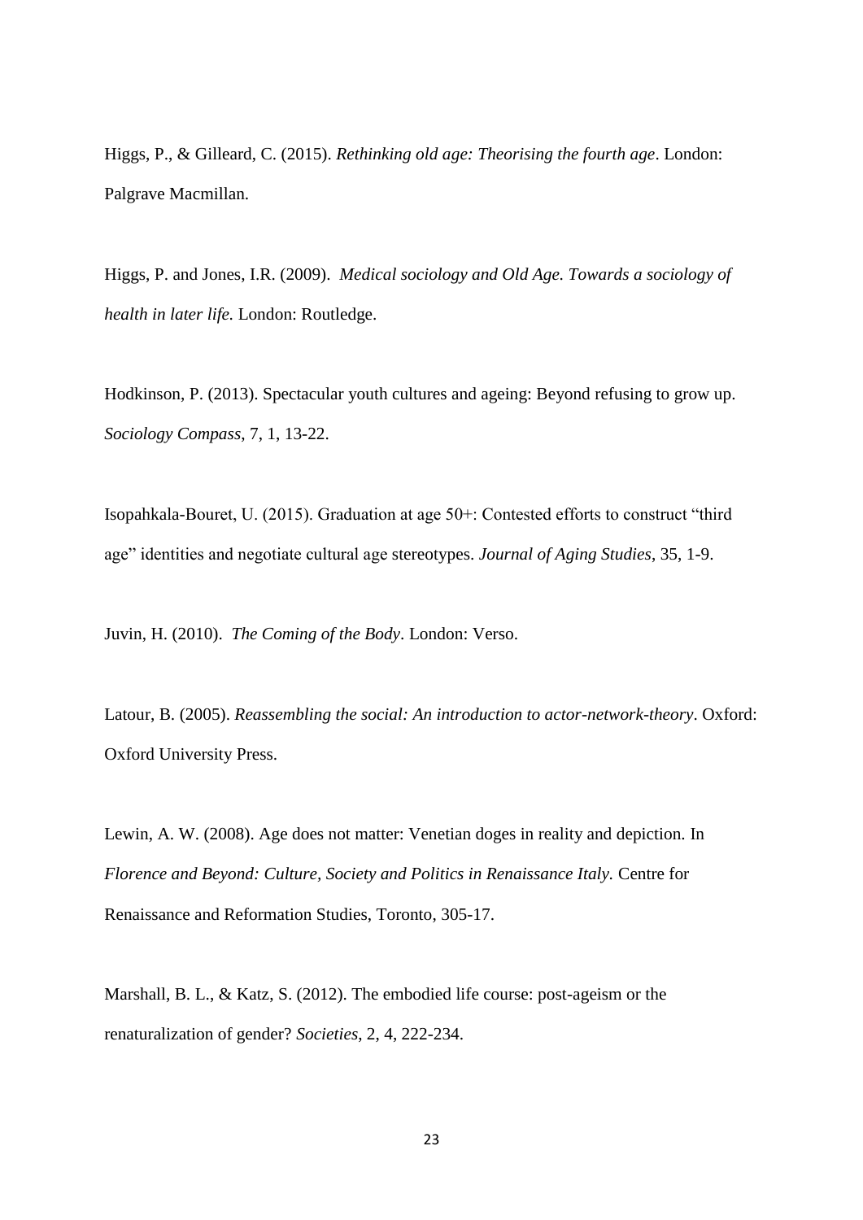Higgs, P., & Gilleard, C. (2015). *Rethinking old age: Theorising the fourth age*. London: Palgrave Macmillan.

Higgs, P. and Jones, I.R. (2009). *Medical sociology and Old Age. Towards a sociology of health in later life.* London: Routledge.

Hodkinson, P. (2013). Spectacular youth cultures and ageing: Beyond refusing to grow up. *Sociology Compass*, 7, 1, 13-22.

Isopahkala-Bouret, U. (2015). Graduation at age 50+: Contested efforts to construct "third age" identities and negotiate cultural age stereotypes. *Journal of Aging Studies*, 35, 1-9.

Juvin, H. (2010). *The Coming of the Body*. London: Verso.

Latour, B. (2005). *Reassembling the social: An introduction to actor-network-theory*. Oxford: Oxford University Press.

Lewin, A. W. (2008). Age does not matter: Venetian doges in reality and depiction. In *Florence and Beyond: Culture, Society and Politics in Renaissance Italy.* Centre for Renaissance and Reformation Studies, Toronto, 305-17.

Marshall, B. L., & Katz, S. (2012). The embodied life course: post-ageism or the renaturalization of gender? *Societies*, 2, 4, 222-234.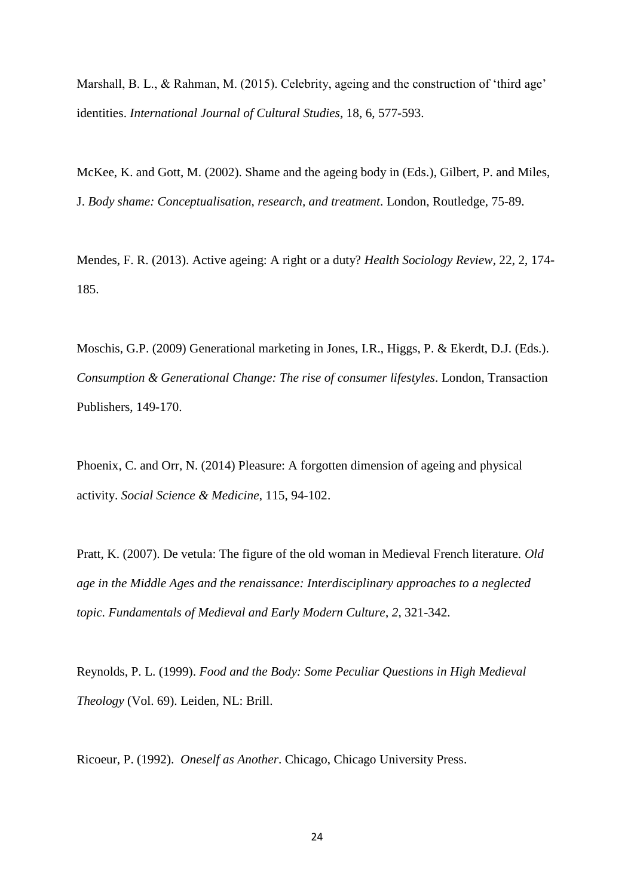Marshall, B. L., & Rahman, M. (2015). Celebrity, ageing and the construction of 'third age' identities. *International Journal of Cultural Studies*, 18, 6, 577-593.

McKee, K. and Gott, M. (2002). Shame and the ageing body in (Eds.), Gilbert, P. and Miles, J. *Body shame: Conceptualisation, research, and treatment*. London, Routledge, 75-89.

Mendes, F. R. (2013). Active ageing: A right or a duty? *Health Sociology Review*, 22, 2, 174-185.

Moschis, G.P. (2009) Generational marketing in Jones, I.R., Higgs, P. & Ekerdt, D.J. (Eds.). *Consumption & Generational Change: The rise of consumer lifestyles*. London, Transaction Publishers, 149-170.

Phoenix, C. and Orr, N. (2014) Pleasure: A forgotten dimension of ageing and physical activity. *Social Science & Medicine*, 115, 94-102.

Pratt, K. (2007). De vetula: The figure of the old woman in Medieval French literature. *Old age in the Middle Ages and the renaissance: Interdisciplinary approaches to a neglected topic. Fundamentals of Medieval and Early Modern Culture*, *2*, 321-342.

Reynolds, P. L. (1999). *Food and the Body: Some Peculiar Questions in High Medieval Theology* (Vol. 69). Leiden, NL: Brill.

Ricoeur, P. (1992). *Oneself as Another*. Chicago, Chicago University Press.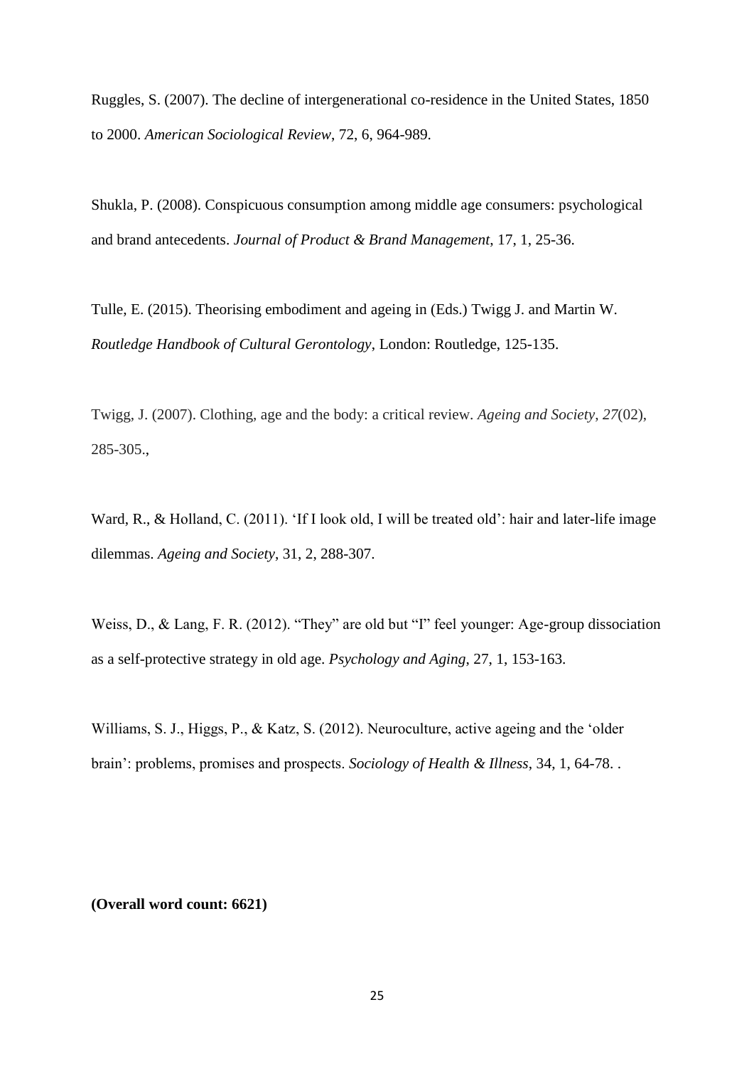Ruggles, S. (2007). The decline of intergenerational co-residence in the United States, 1850 to 2000. *American Sociological Review*, 72, 6, 964-989.

Shukla, P. (2008). Conspicuous consumption among middle age consumers: psychological and brand antecedents. *Journal of Product & Brand Management*, 17, 1, 25-36.

Tulle, E. (2015). Theorising embodiment and ageing in (Eds.) Twigg J. and Martin W. *Routledge Handbook of Cultural Gerontology*, London: Routledge, 125-135.

Twigg, J. (2007). Clothing, age and the body: a critical review. *Ageing and Society*, *27*(02), 285-305.,

Ward, R., & Holland, C. (2011). 'If I look old, I will be treated old': hair and later-life image dilemmas. *Ageing and Society*, 31, 2, 288-307.

Weiss, D., & Lang, F. R. (2012). "They" are old but "I" feel younger: Age-group dissociation as a self-protective strategy in old age. *Psychology and Aging*, 27, 1, 153-163.

Williams, S. J., Higgs, P., & Katz, S. (2012). Neuroculture, active ageing and the 'older brain': problems, promises and prospects. *Sociology of Health & Illness*, 34, 1, 64-78. .

**(Overall word count: 6621)**